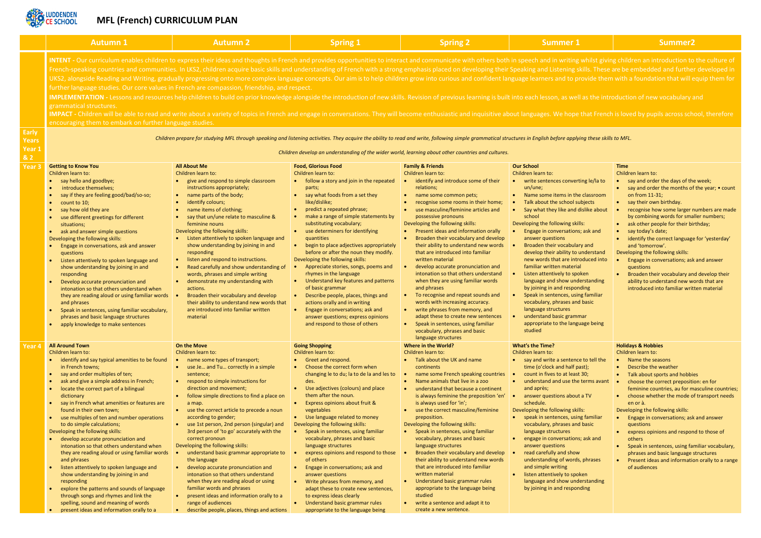# MFL (French) CURRICULUM PLAN

| | Autumn 1 | Autumn 2 | Spring 1 | Spring 2 | Summer 1 | Summer2 |
|---|---|---|---|---|---|---|
| | **INTENT** - Our curriculum enables children to express their ideas and thoughts in French and provides opportunities to interact and communicate with others both in speech and in writing whilst giving children an introduction to the culture of French-speaking countries and communities. In LKS2, children acquire basic skills and understanding of French with a strong emphasis placed on developing their Speaking and Listening skills. These are be embedded and further developed in UKS2, alongside Reading and Writing, gradually progressing onto more complex language concepts. Our aim is to help children grow into curious and confident language learners and to provide them with a foundation that will equip them for further language studies. Our core values in French are compassion, friendship, and respect.<br>**IMPLEMENTATION** - Lessons and resources help children to build on prior knowledge alongside the introduction of new skills. Revision of previous learning is built into each lesson, as well as the introduction of new vocabulary and grammatical structures.<br>**IMPACT** - Children will be able to read and write about a variety of topics in French and engage in conversations. They will become enthusiastic and inquisitive about languages. We hope that French is loved by pupils across school, therefore encouraging them to embark on further language studies. | | | | | |
| **Early Years Year 1 & 2** | *Children prepare for studying MFL through speaking and listening activities. They acquire the ability to read and write, following simple grammatical structures in English before applying these skills to MFL.*<br>*Children develop an understanding of the wider world, learning about other countries and cultures.* | | | | | |
| **Year 3** | **Getting to Know You**<br>Children learn to:<br>• say hello and goodbye;<br>• introduce themselves;<br>• say if they are feeling good/bad/so-so;<br>• count to 10;<br>• say how old they are<br>• use different greetings for different situations;<br>• ask and answer simple questions<br>Developing the following skills:<br>• Engage in conversations, ask and answer questions<br>• Listen attentively to spoken language and show understanding by joining in and responding<br>• Develop accurate pronunciation and intonation so that others understand when they are reading aloud or using familiar words and phrases<br>• Speak in sentences, using familiar vocabulary, phrases and basic language structures<br>• apply knowledge to make sentences | **All About Me**<br>Children learn to:<br>• give and respond to simple classroom instructions appropriately;<br>• name parts of the body;<br>• identify colours;<br>• name items of clothing;<br>• say that un/une relate to masculine & feminine nouns<br>Developing the following skills:<br>• Listen attentively to spoken language and show understanding by joining in and responding<br>• listen and respond to instructions.<br>• Read carefully and show understanding of words, phrases and simple writing<br>• demonstrate my understanding with actions.<br>• Broaden their vocabulary and develop their ability to understand new words that are introduced into familiar written material | **Food, Glorious Food**<br>Children learn to:<br>• follow a story and join in the repeated parts;<br>• say what foods from a set they like/dislike;<br>• predict a repeated phrase;<br>• make a range of simple statements by substituting vocabulary;<br>• use determiners for identifying quantities<br>• begin to place adjectives appropriately before or after the noun they modify.<br>Developing the following skills:<br>• Appreciate stories, songs, poems and rhymes in the language<br>• Understand key features and patterns of basic grammar<br>• Describe people, places, things and actions orally and in writing<br>• Engage in conversations; ask and answer questions; express opinions and respond to those of others | **Family & Friends**<br>Children learn to:<br>• identify and introduce some of their relations;<br>• name some common pets;<br>• recognise some rooms in their home;<br>• use masculine/feminine articles and possessive pronouns<br>Developing the following skills:<br>• Present ideas and information orally<br>• Broaden their vocabulary and develop their ability to understand new words that are introduced into familiar written material<br>• develop accurate pronunciation and intonation so that others understand when they are using familiar words and phrases<br>• To recognise and repeat sounds and words with increasing accuracy.<br>• write phrases from memory, and adapt these to create new sentences<br>• Speak in sentences, using familiar vocabulary, phrases and basic language structures | **Our School**<br>Children learn to:<br>• write sentences converting le/la to un/une;<br>• Name some items in the classroom<br>• Talk about the school subjects<br>• Say what they like and dislike about school<br>Developing the following skills:<br>• Engage in conversations; ask and answer questions<br>• Broaden their vocabulary and develop their ability to understand new words that are introduced into familiar written material<br>• Listen attentively to spoken language and show understanding by joining in and responding<br>• Speak in sentences, using familiar vocabulary, phrases and basic language structures<br>• understand basic grammar appropriate to the language being studied | **Time**<br>Children learn to:<br>• say and order the days of the week;<br>• say and order the months of the year; • count on from 11-31;<br>• say their own birthday.<br>• recognise how some larger numbers are made by combining words for smaller numbers;<br>• ask other people for their birthday;<br>• say today's date;<br>• identify the correct language for 'yesterday' and 'tomorrow'.<br>Developing the following skills:<br>• Engage in conversations; ask and answer questions<br>• Broaden their vocabulary and develop their ability to understand new words that are introduced into familiar written material |
| **Year 4** | **All Around Town**<br>Children learn to:<br>• identify and say typical amenities to be found in French towns;<br>• say and order multiples of ten;<br>• ask and give a simple address in French;<br>• locate the correct part of a bilingual dictionary<br>• say in French what amenities or features are found in their own town;<br>• use multiples of ten and number operations to do simple calculations;<br>Developing the following skills:<br>• develop accurate pronunciation and intonation so that others understand when they are reading aloud or using familiar words and phrases<br>• listen attentively to spoken language and show understanding by joining in and responding<br>• explore the patterns and sounds of language through songs and rhymes and link the spelling, sound and meaning of words<br>• present ideas and information orally to a | **On the Move**<br>Children learn to:<br>• name some types of transport;<br>• use Je… and Tu… correctly in a simple sentence;<br>• respond to simple instructions for direction and movement;<br>• follow simple directions to find a place on a map.<br>• use the correct article to precede a noun according to gender;<br>• use 1st person, 2nd person (singular) and 3rd person of 'to go' accurately with the correct pronoun<br>Developing the following skills:<br>• understand basic grammar appropriate to the language<br>• develop accurate pronunciation and intonation so that others understand when they are reading aloud or using familiar words and phrases<br>• present ideas and information orally to a range of audiences<br>• describe people, places, things and actions | **Going Shopping**<br>Children learn to:<br>• Greet and respond.<br>• Choose the correct form when changing le to du; la to de la and les to des.<br>• Use adjectives (colours) and place them after the noun.<br>• Express opinions about fruit & vegetables<br>• Use language related to money<br>Developing the following skills:<br>• Speak in sentences, using familiar vocabulary, phrases and basic language structures<br>• express opinions and respond to those of others<br>• Engage in conversations; ask and answer questions<br>• Write phrases from memory, and adapt these to create new sentences, to express ideas clearly<br>• Understand basic grammar rules appropriate to the language being | **Where in the World?**<br>Children learn to:<br>• Talk about the UK and name continents<br>• name some French speaking countries<br>• Name animals that live in a zoo<br>• understand that because a continent is always feminine the preposition 'en' is always used for 'in';<br>• use the correct masculine/feminine preposition.<br>Developing the following skills:<br>• Speak in sentences, using familiar vocabulary, phrases and basic language structures<br>• Broaden their vocabulary and develop their ability to understand new words that are introduced into familiar written material<br>• Understand basic grammar rules appropriate to the language being studied<br>• write a sentence and adapt it to create a new sentence. | **What's the Time?**<br>Children learn to:<br>• say and write a sentence to tell the time (o'clock and half past);<br>• count in fives to at least 30;<br>• understand and use the terms avant and après;<br>• answer questions about a TV schedule.<br>Developing the following skills:<br>• speak in sentences, using familiar vocabulary, phrases and basic language structures<br>• engage in conversations; ask and answer questions<br>• read carefully and show understanding of words, phrases and simple writing<br>• listen attentively to spoken language and show understanding by joining in and responding | **Holidays & Hobbies**<br>Children learn to:<br>• Name the seasons<br>• Describe the weather<br>• Talk about sports and hobbies<br>• choose the correct preposition: en for feminine countries, au for masculine countries;<br>• choose whether the mode of transport needs en or à.<br>Developing the following skills:<br>• Engage in conversations; ask and answer questions<br>• express opinions and respond to those of others<br>• Speak in sentences, using familiar vocabulary, phrases and basic language structures<br>• Present ideas and information orally to a range of audiences |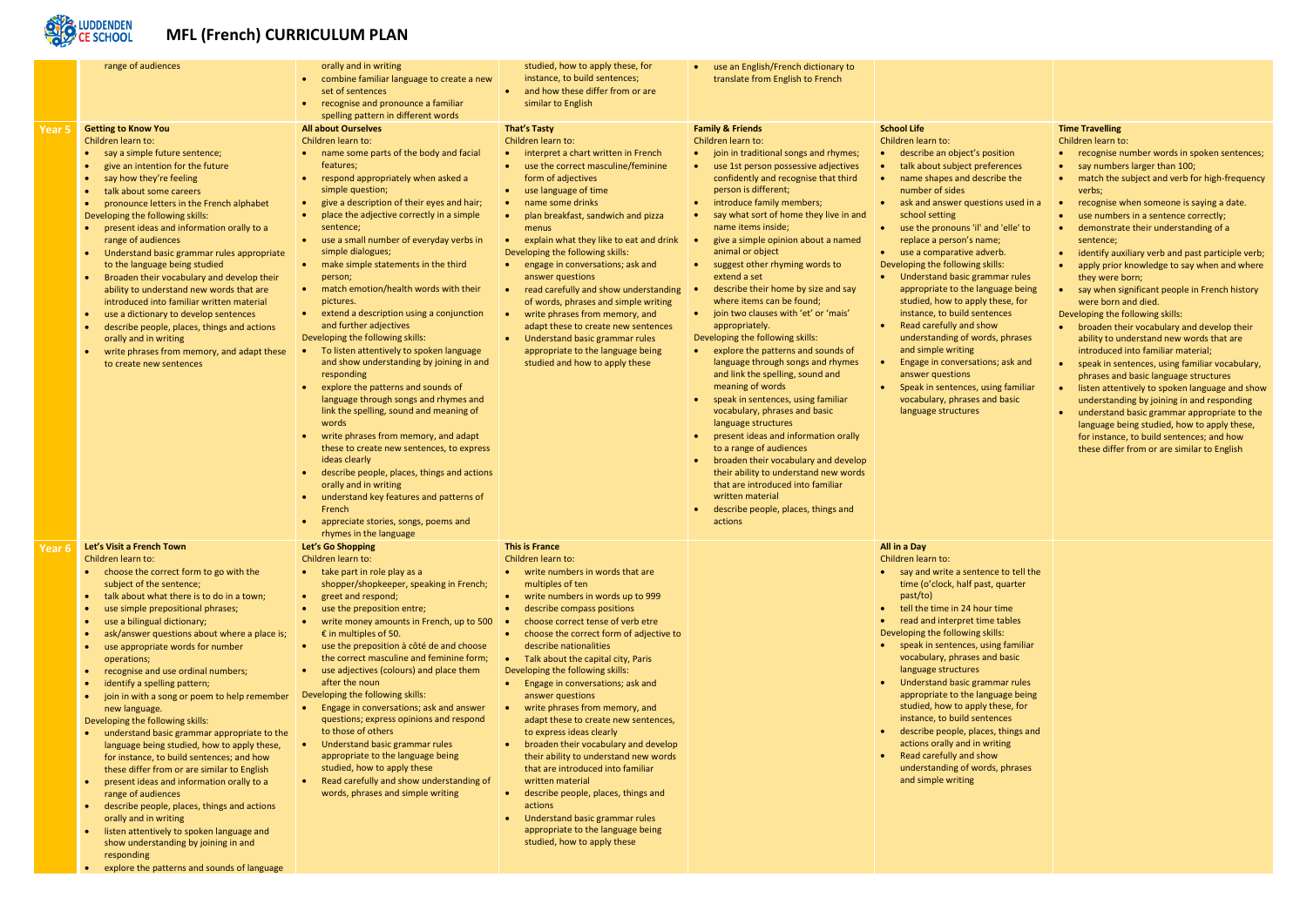# MFL (French) CURRICULUM PLAN

| | | | | | | |
|---|---|---|---|---|---|---|
| | range of audiences | orally and in writing<br>• combine familiar language to create a new set of sentences<br>• recognise and pronounce a familiar spelling pattern in different words | studied, how to apply these, for instance, to build sentences;<br>• and how these differ from or are similar to English | • use an English/French dictionary to translate from English to French | | |
| **Year 5** | **Getting to Know You**<br>Children learn to:<br>• say a simple future sentence;<br>• give an intention for the future<br>• say how they're feeling<br>• talk about some careers<br>• pronounce letters in the French alphabet<br>Developing the following skills:<br>• present ideas and information orally to a range of audiences<br>• Understand basic grammar rules appropriate to the language being studied<br>• Broaden their vocabulary and develop their ability to understand new words that are introduced into familiar written material<br>• use a dictionary to develop sentences<br>• describe people, places, things and actions orally and in writing<br>• write phrases from memory, and adapt these to create new sentences | **All about Ourselves**<br>Children learn to:<br>• name some parts of the body and facial features;<br>• respond appropriately when asked a simple question;<br>• give a description of their eyes and hair;<br>• place the adjective correctly in a simple sentence;<br>• use a small number of everyday verbs in simple dialogues;<br>• make simple statements in the third person;<br>• match emotion/health words with their pictures.<br>• extend a description using a conjunction and further adjectives<br>Developing the following skills:<br>• To listen attentively to spoken language and show understanding by joining in and responding<br>• explore the patterns and sounds of language through songs and rhymes and link the spelling, sound and meaning of words<br>• write phrases from memory, and adapt these to create new sentences, to express ideas clearly<br>• describe people, places, things and actions orally and in writing<br>• understand key features and patterns of French<br>• appreciate stories, songs, poems and rhymes in the language | **That's Tasty**<br>Children learn to:<br>• interpret a chart written in French<br>• use the correct masculine/feminine form of adjectives<br>• use language of time<br>• name some drinks<br>• plan breakfast, sandwich and pizza menus<br>• explain what they like to eat and drink<br>Developing the following skills:<br>• engage in conversations; ask and answer questions<br>• read carefully and show understanding of words, phrases and simple writing<br>• write phrases from memory, and adapt these to create new sentences<br>• Understand basic grammar rules appropriate to the language being studied and how to apply these | **Family & Friends**<br>Children learn to:<br>• join in traditional songs and rhymes;<br>• use 1st person possessive adjectives confidently and recognise that third person is different;<br>• introduce family members;<br>• say what sort of home they live in and name items inside;<br>• give a simple opinion about a named animal or object<br>• suggest other rhyming words to extend a set<br>• describe their home by size and say where items can be found;<br>• join two clauses with 'et' or 'mais' appropriately.<br>Developing the following skills:<br>• explore the patterns and sounds of language through songs and rhymes and link the spelling, sound and meaning of words<br>• speak in sentences, using familiar vocabulary, phrases and basic language structures<br>• present ideas and information orally to a range of audiences<br>• broaden their vocabulary and develop their ability to understand new words that are introduced into familiar written material<br>• describe people, places, things and actions | **School Life**<br>Children learn to:<br>• describe an object's position<br>• talk about subject preferences<br>• name shapes and describe the number of sides<br>• ask and answer questions used in a school setting<br>• use the pronouns 'il' and 'elle' to replace a person's name;<br>• use a comparative adverb.<br>Developing the following skills:<br>• Understand basic grammar rules appropriate to the language being studied, how to apply these, for instance, to build sentences<br>• Read carefully and show understanding of words, phrases and simple writing<br>• Engage in conversations; ask and answer questions<br>• Speak in sentences, using familiar vocabulary, phrases and basic language structures | **Time Travelling**<br>Children learn to:<br>• recognise number words in spoken sentences;<br>• say numbers larger than 100;<br>• match the subject and verb for high-frequency verbs;<br>• recognise when someone is saying a date.<br>• use numbers in a sentence correctly;<br>• demonstrate their understanding of a sentence;<br>• identify auxiliary verb and past participle verb;<br>• apply prior knowledge to say when and where they were born;<br>• say when significant people in French history were born and died.<br>Developing the following skills:<br>• broaden their vocabulary and develop their ability to understand new words that are introduced into familiar material;<br>• speak in sentences, using familiar vocabulary, phrases and basic language structures<br>• listen attentively to spoken language and show understanding by joining in and responding<br>• understand basic grammar appropriate to the language being studied, how to apply these, for instance, to build sentences; and how these differ from or are similar to English |
| **Year 6** | **Let's Visit a French Town**<br>Children learn to:<br>• choose the correct form to go with the subject of the sentence;<br>• talk about what there is to do in a town;<br>• use simple prepositional phrases;<br>• use a bilingual dictionary;<br>• ask/answer questions about where a place is;<br>• use appropriate words for number operations;<br>• recognise and use ordinal numbers;<br>• identify a spelling pattern;<br>• join in with a song or poem to help remember new language.<br>Developing the following skills:<br>• understand basic grammar appropriate to the language being studied, how to apply these, for instance, to build sentences; and how these differ from or are similar to English<br>• present ideas and information orally to a range of audiences<br>• describe people, places, things and actions orally and in writing<br>• listen attentively to spoken language and show understanding by joining in and responding<br>• explore the patterns and sounds of language | **Let's Go Shopping**<br>Children learn to:<br>• take part in role play as a shopper/shopkeeper, speaking in French;<br>• greet and respond;<br>• use the preposition entre;<br>• write money amounts in French, up to 500 € in multiples of 50.<br>• use the preposition à côté de and choose the correct masculine and feminine form;<br>• use adjectives (colours) and place them after the noun<br>Developing the following skills:<br>• Engage in conversations; ask and answer questions; express opinions and respond to those of others<br>• Understand basic grammar rules appropriate to the language being studied, how to apply these<br>• Read carefully and show understanding of words, phrases and simple writing | **This is France**<br>Children learn to:<br>• write numbers in words that are multiples of ten<br>• write numbers in words up to 999<br>• describe compass positions<br>• choose correct tense of verb etre<br>• choose the correct form of adjective to describe nationalities<br>• Talk about the capital city, Paris<br>Developing the following skills:<br>• Engage in conversations; ask and answer questions<br>• write phrases from memory, and adapt these to create new sentences, to express ideas clearly<br>• broaden their vocabulary and develop their ability to understand new words that are introduced into familiar written material<br>• describe people, places, things and actions<br>• Understand basic grammar rules appropriate to the language being studied, how to apply these | | **All in a Day**<br>Children learn to:<br>• say and write a sentence to tell the time (o'clock, half past, quarter past/to)<br>• tell the time in 24 hour time<br>• read and interpret time tables<br>Developing the following skills:<br>• speak in sentences, using familiar vocabulary, phrases and basic language structures<br>• Understand basic grammar rules appropriate to the language being studied, how to apply these, for instance, to build sentences<br>• describe people, places, things and actions orally and in writing<br>• Read carefully and show understanding of words, phrases and simple writing | |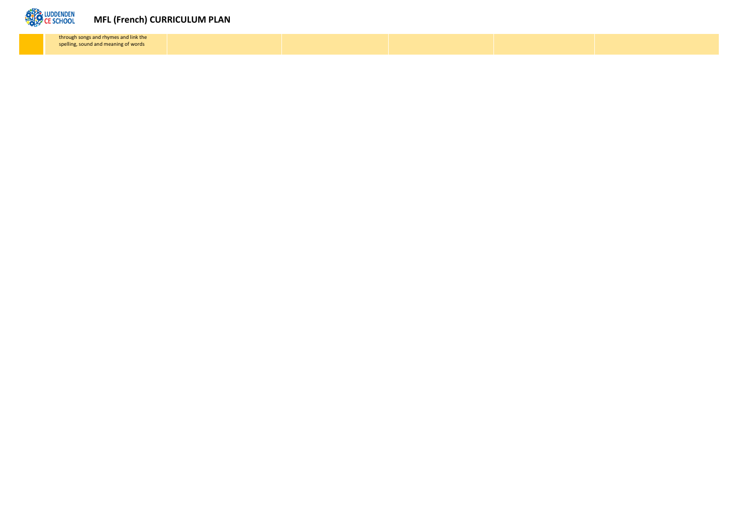| | | | | | | |
|---|---|---|---|---|---|---|
| | through songs and rhymes and link the spelling, sound and meaning of words | | | | | |